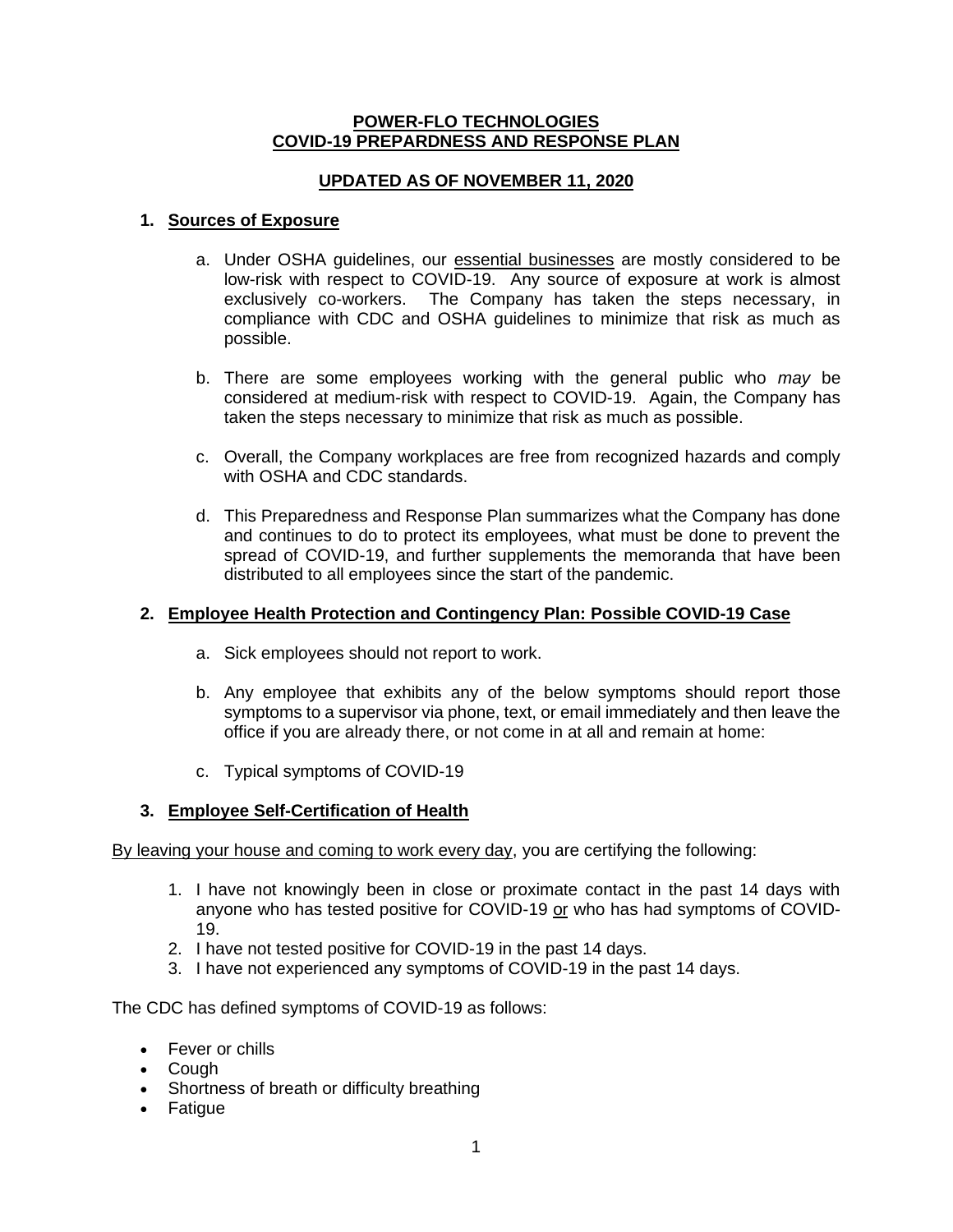**POWER-FLO TECHNOLOGIES**
**COVID-19 PREPARDNESS AND RESPONSE PLAN**

**UPDATED AS OF NOVEMBER 11, 2020**

1. **Sources of Exposure**

    a. Under OSHA guidelines, our essential businesses are mostly considered to be low-risk with respect to COVID-19. Any source of exposure at work is almost exclusively co-workers. The Company has taken the steps necessary, in compliance with CDC and OSHA guidelines to minimize that risk as much as possible.

    b. There are some employees working with the general public who *may* be considered at medium-risk with respect to COVID-19. Again, the Company has taken the steps necessary to minimize that risk as much as possible.

    c. Overall, the Company workplaces are free from recognized hazards and comply with OSHA and CDC standards.

    d. This Preparedness and Response Plan summarizes what the Company has done and continues to do to protect its employees, what must be done to prevent the spread of COVID-19, and further supplements the memoranda that have been distributed to all employees since the start of the pandemic.

2. **Employee Health Protection and Contingency Plan: Possible COVID-19 Case**

    a. Sick employees should not report to work.

    b. Any employee that exhibits any of the below symptoms should report those symptoms to a supervisor via phone, text, or email immediately and then leave the office if you are already there, or not come in at all and remain at home:

    c. Typical symptoms of COVID-19

3. **Employee Self-Certification of Health**

By leaving your house and coming to work every day, you are certifying the following:

1. I have not knowingly been in close or proximate contact in the past 14 days with anyone who has tested positive for COVID-19 or who has had symptoms of COVID-19.
2. I have not tested positive for COVID-19 in the past 14 days.
3. I have not experienced any symptoms of COVID-19 in the past 14 days.

The CDC has defined symptoms of COVID-19 as follows:

- Fever or chills
- Cough
- Shortness of breath or difficulty breathing
- Fatigue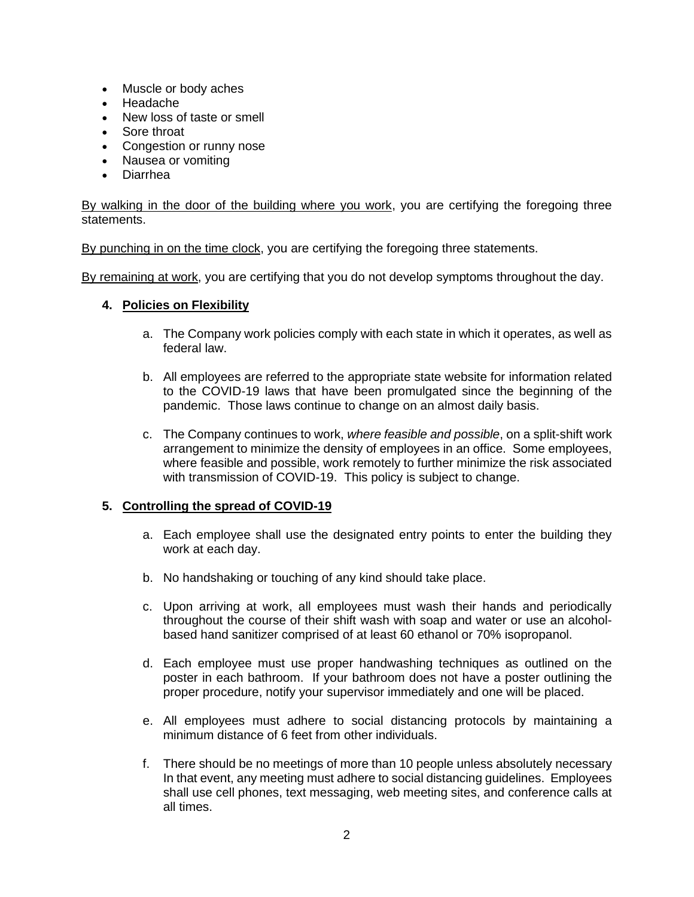- Muscle or body aches
- Headache
- New loss of taste or smell
- Sore throat
- Congestion or runny nose
- Nausea or vomiting
- Diarrhea

<u>By walking in the door of the building where you work</u>, you are certifying the foregoing three statements.

<u>By punching in on the time clock</u>, you are certifying the foregoing three statements.

<u>By remaining at work</u>, you are certifying that you do not develop symptoms throughout the day.

**4. <u>Policies on Flexibility</u>**

a. The Company work policies comply with each state in which it operates, as well as federal law.

b. All employees are referred to the appropriate state website for information related to the COVID-19 laws that have been promulgated since the beginning of the pandemic. Those laws continue to change on an almost daily basis.

c. The Company continues to work, *where feasible and possible*, on a split-shift work arrangement to minimize the density of employees in an office. Some employees, where feasible and possible, work remotely to further minimize the risk associated with transmission of COVID-19. This policy is subject to change.

**5. <u>Controlling the spread of COVID-19</u>**

a. Each employee shall use the designated entry points to enter the building they work at each day.

b. No handshaking or touching of any kind should take place.

c. Upon arriving at work, all employees must wash their hands and periodically throughout the course of their shift wash with soap and water or use an alcohol-based hand sanitizer comprised of at least 60 ethanol or 70% isopropanol.

d. Each employee must use proper handwashing techniques as outlined on the poster in each bathroom. If your bathroom does not have a poster outlining the proper procedure, notify your supervisor immediately and one will be placed.

e. All employees must adhere to social distancing protocols by maintaining a minimum distance of 6 feet from other individuals.

f. There should be no meetings of more than 10 people unless absolutely necessary In that event, any meeting must adhere to social distancing guidelines. Employees shall use cell phones, text messaging, web meeting sites, and conference calls at all times.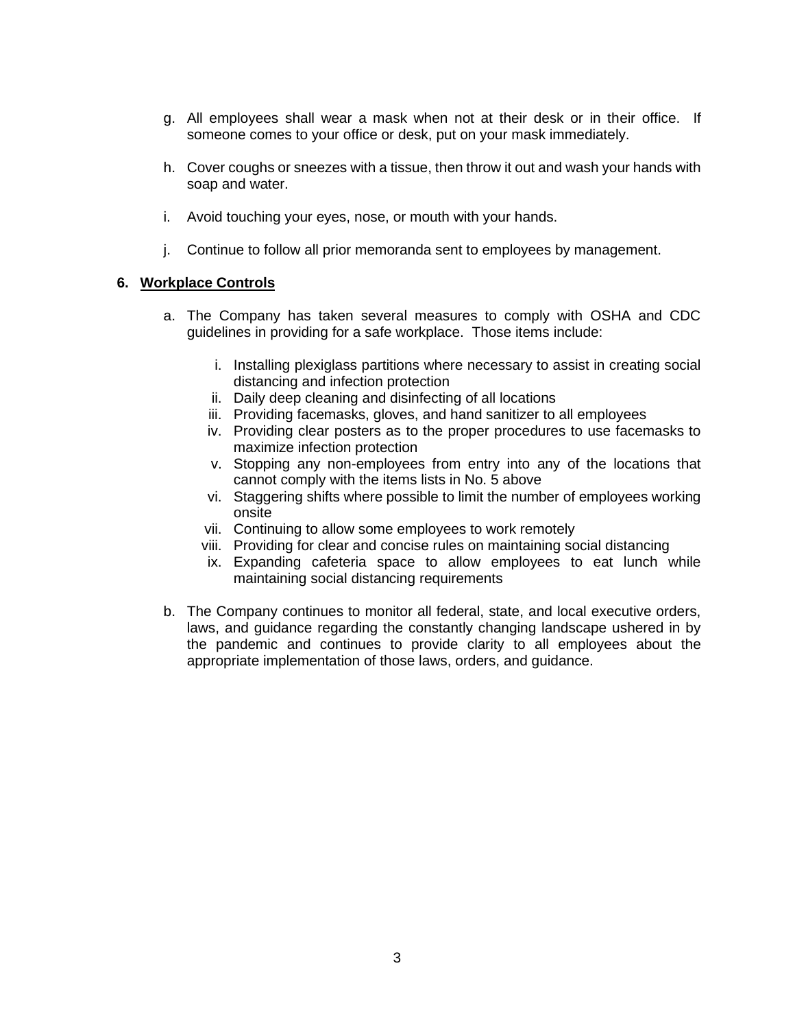g. All employees shall wear a mask when not at their desk or in their office. If someone comes to your office or desk, put on your mask immediately.

h. Cover coughs or sneezes with a tissue, then throw it out and wash your hands with soap and water.

i. Avoid touching your eyes, nose, or mouth with your hands.

j. Continue to follow all prior memoranda sent to employees by management.

**6. <u>Workplace Controls</u>**

a. The Company has taken several measures to comply with OSHA and CDC guidelines in providing for a safe workplace. Those items include:

   i. Installing plexiglass partitions where necessary to assist in creating social distancing and infection protection
   ii. Daily deep cleaning and disinfecting of all locations
   iii. Providing facemasks, gloves, and hand sanitizer to all employees
   iv. Providing clear posters as to the proper procedures to use facemasks to maximize infection protection
   v. Stopping any non-employees from entry into any of the locations that cannot comply with the items lists in No. 5 above
   vi. Staggering shifts where possible to limit the number of employees working onsite
   vii. Continuing to allow some employees to work remotely
   viii. Providing for clear and concise rules on maintaining social distancing
   ix. Expanding cafeteria space to allow employees to eat lunch while maintaining social distancing requirements

b. The Company continues to monitor all federal, state, and local executive orders, laws, and guidance regarding the constantly changing landscape ushered in by the pandemic and continues to provide clarity to all employees about the appropriate implementation of those laws, orders, and guidance.